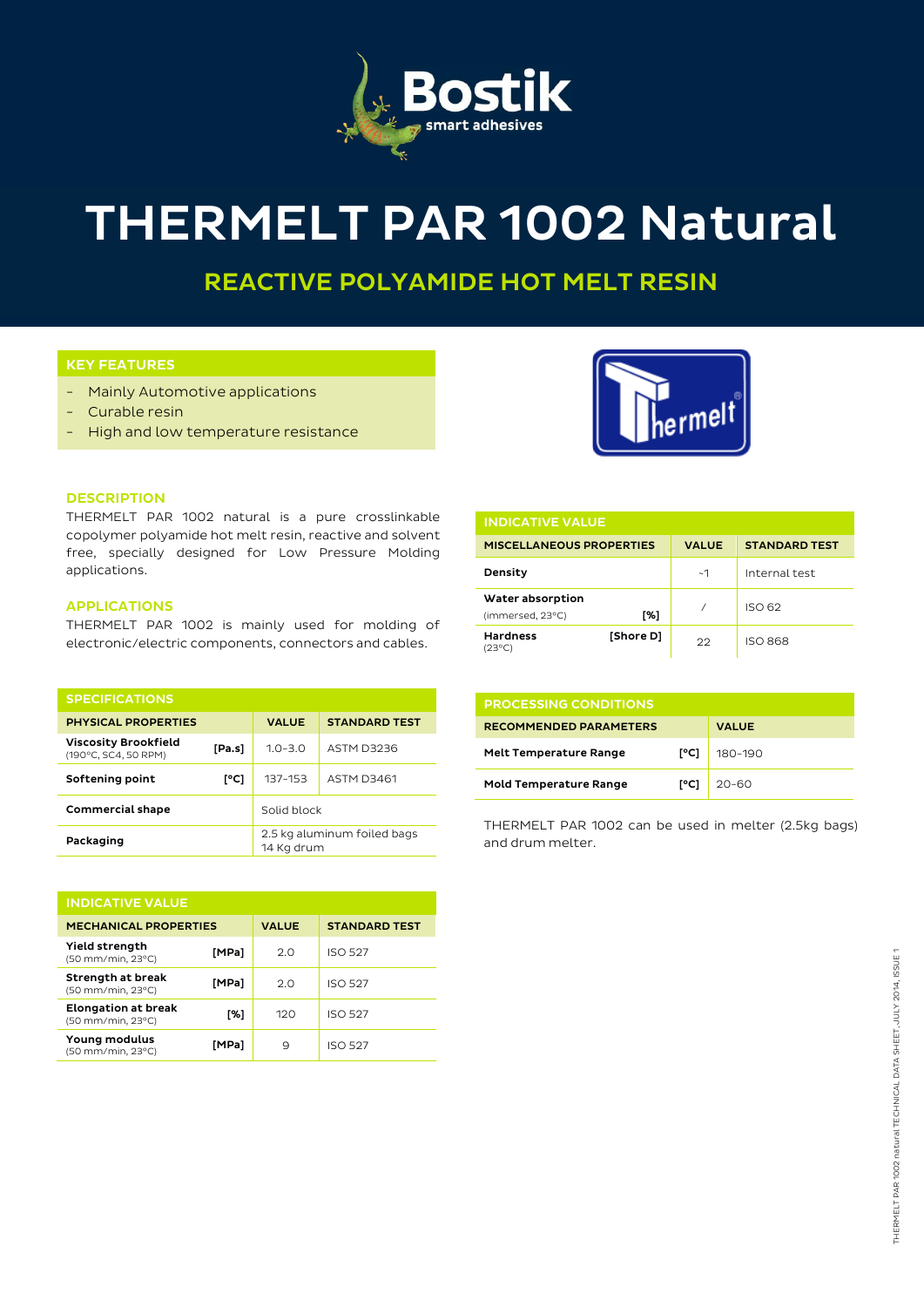# THERMELT PAR 1002 Natural

## REACTIVE POLYAMIDE HOT MELT RESIN

### KEY FEATURES

- Mainly Automotive applications
- Curable resin
- High and low temperature resistance

### DESCRIPTION

THERMELT PAR 1002 natural is a pure crosslinkable copolymer polyamide hot melt resin, reactive and solvent free, specially designed for Low Pressure Molding applications.

### APPLICATIONS

THERMELT PAR 1002 is mainly used for molding of electronic/electric components, connectors and cables.

### SPECIFICATIONS

| PHYSICAL PROPERTIES | | VALUE | STANDARD TEST |
|---|---|---|---|
| **Viscosity Brookfield** (190°C, SC4, 50 RPM) | [Pa.s] | 1.0-3.0 | ASTM D3236 |
| **Softening point** | [°C] | 137-153 | ASTM D3461 |
| **Commercial shape** | | Solid block | |
| **Packaging** | | 2.5 kg aluminum foiled bags 14 Kg drum | |

### INDICATIVE VALUE

| MECHANICAL PROPERTIES | | VALUE | STANDARD TEST |
|---|---|---|---|
| **Yield strength** (50 mm/min, 23°C) | [MPa] | 2.0 | ISO 527 |
| **Strength at break** (50 mm/min, 23°C) | [MPa] | 2.0 | ISO 527 |
| **Elongation at break** (50 mm/min, 23°C) | [%] | 120 | ISO 527 |
| **Young modulus** (50 mm/min, 23°C) | [MPa] | 9 | ISO 527 |

### INDICATIVE VALUE

| MISCELLANEOUS PROPERTIES | | VALUE | STANDARD TEST |
|---|---|---|---|
| **Density** | | ~1 | Internal test |
| **Water absorption** (immersed, 23°C) | [%] | / | ISO 62 |
| **Hardness** (23°C) | [Shore D] | 22 | ISO 868 |

### PROCESSING CONDITIONS

| RECOMMENDED PARAMETERS | | VALUE |
|---|---|---|
| **Melt Temperature Range** | [°C] | 180-190 |
| **Mold Temperature Range** | [°C] | 20-60 |

THERMELT PAR 1002 can be used in melter (2.5kg bags) and drum melter.

THERMELT PAR 1002 natural TECHNICAL DATA SHEET, JULY 2014, ISSUE 1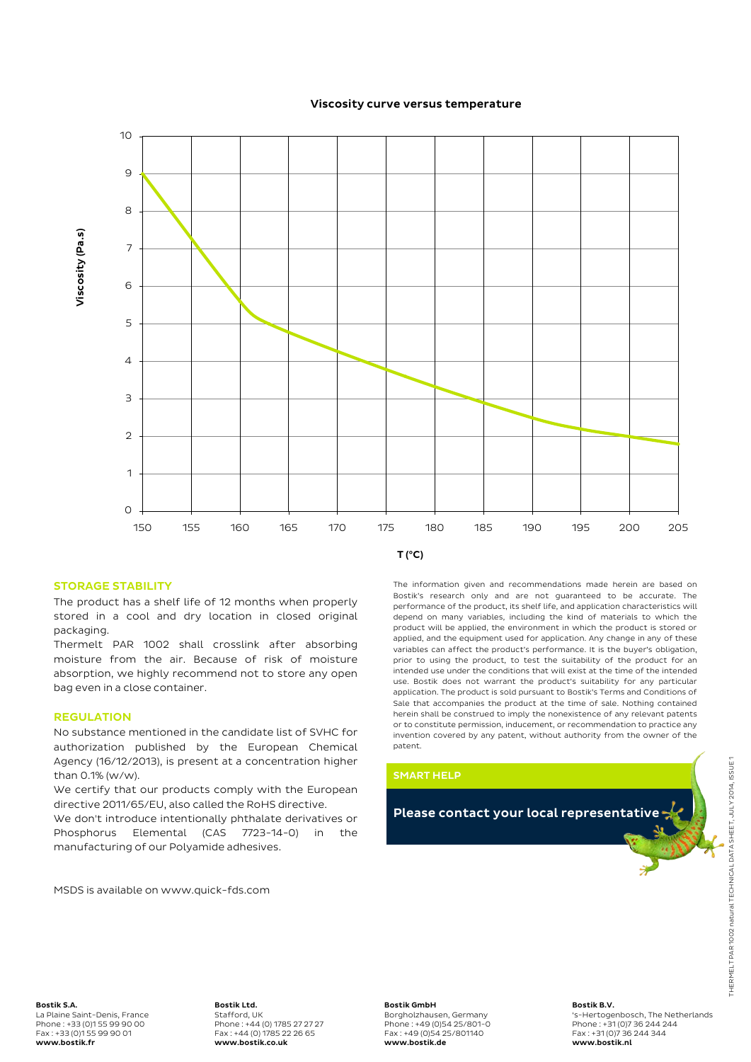**Viscosity curve versus temperature**

Viscosity (Pa.s)

10
9
8
7
6
5
4
3
2
1
0

150 155 160 165 170 175 180 185 190 195 200 205

T (°C)

## STORAGE STABILITY

The product has a shelf life of 12 months when properly stored in a cool and dry location in closed original packaging.

Thermelt PAR 1002 shall crosslink after absorbing moisture from the air. Because of risk of moisture absorption, we highly recommend not to store any open bag even in a close container.

## REGULATION

No substance mentioned in the candidate list of SVHC for authorization published by the European Chemical Agency (16/12/2013), is present at a concentration higher than 0.1% (w/w).

We certify that our products comply with the European directive 2011/65/EU, also called the RoHS directive.

We don't introduce intentionally phthalate derivatives or Phosphorus Elemental (CAS 7723-14-0) in the manufacturing of our Polyamide adhesives.

MSDS is available on www.quick-fds.com

The information given and recommendations made herein are based on Bostik's research only and are not guaranteed to be accurate. The performance of the product, its shelf life, and application characteristics will depend on many variables, including the kind of materials to which the product will be applied, the environment in which the product is stored or applied, and the equipment used for application. Any change in any of these variables can affect the product's performance. It is the buyer's obligation, prior to using the product, to test the suitability of the product for an intended use under the conditions that will exist at the time of the intended use. Bostik does not warrant the product's suitability for any particular application. The product is sold pursuant to Bostik's Terms and Conditions of Sale that accompanies the product at the time of sale. Nothing contained herein shall be construed to imply the nonexistence of any relevant patents or to constitute permission, inducement, or recommendation to practice any invention covered by any patent, without authority from the owner of the patent.

## SMART HELP

**Please contact your local representative**

THERMELT PAR 1002 natural TECHNICAL DATA SHEET, JULY 2014, ISSUE 1

**Bostik S.A.**
La Plaine Saint-Denis, France
Phone : +33 (0)1 55 99 90 00
Fax : +33 (0)1 55 99 90 01
**www.bostik.fr**

**Bostik Ltd.**
Stafford, UK
Phone : +44 (0) 1785 27 27 27
Fax : +44 (0) 1785 22 26 65
**www.bostik.co.uk**

**Bostik GmbH**
Borgholzhausen, Germany
Phone : +49 (0)54 25/801-0
Fax : +49 (0)54 25/801140
**www.bostik.de**

**Bostik B.V.**
's-Hertogenbosch, The Netherlands
Phone : +31 (0)7 36 244 244
Fax : +31 (0)7 36 244 344
**www.bostik.nl**